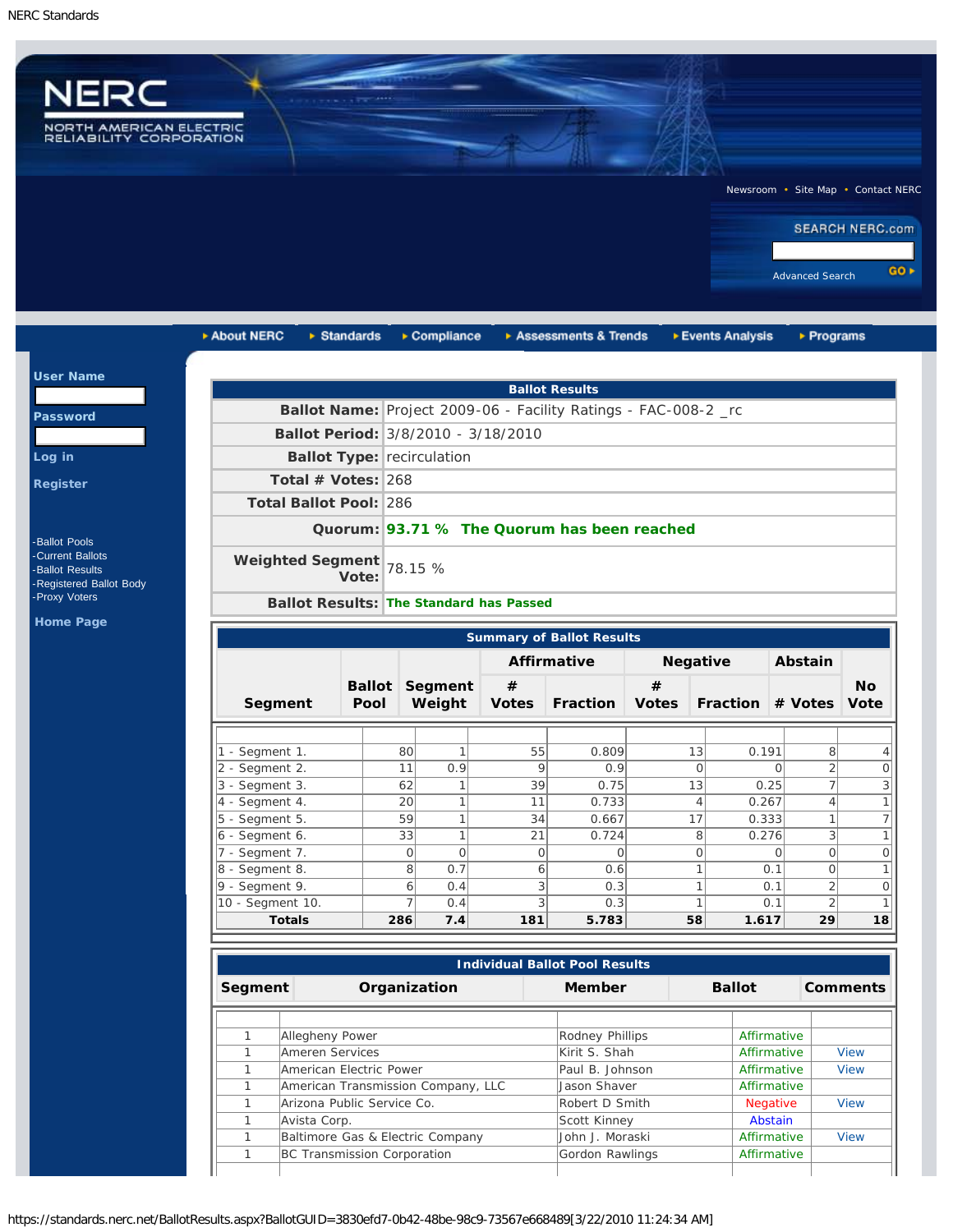NERC Standards

NERC
NORTH AMERICAN ELECTRIC RELIABILITY CORPORATION

Newsroom • Site Map • Contact NERC

SEARCH NERC.com

Advanced Search GO

About NERC | Standards | Compliance | Assessments & Trends | Events Analysis | Programs

User Name

Password

Log in

Register

- -Ballot Pools
- -Current Ballots
- -Ballot Results
- -Registered Ballot Body
- -Proxy Voters

Home Page

| Ballot Results | |
|---|---|
| **Ballot Name:** | Project 2009-06 - Facility Ratings - FAC-008-2 _rc |
| **Ballot Period:** | 3/8/2010 - 3/18/2010 |
| **Ballot Type:** | recirculation |
| **Total # Votes:** | 268 |
| **Total Ballot Pool:** | 286 |
| **Quorum:** | **93.71 % The Quorum has been reached** |
| **Weighted Segment Vote:** | 78.15 % |
| **Ballot Results:** | **The Standard has Passed** |

**Summary of Ballot Results**

| Segment | Ballot Pool | Segment Weight | Affirmative | | Negative | | Abstain | No Vote |
|---|---|---|---|---|---|---|---|---|
| | | | # Votes | Fraction | # Votes | Fraction | # Votes | |
| 1 - Segment 1. | 80 | 1 | 55 | 0.809 | 13 | 0.191 | 8 | 4 |
| 2 - Segment 2. | 11 | 0.9 | 9 | 0.9 | 0 | 0 | 2 | 0 |
| 3 - Segment 3. | 62 | 1 | 39 | 0.75 | 13 | 0.25 | 7 | 3 |
| 4 - Segment 4. | 20 | 1 | 11 | 0.733 | 4 | 0.267 | 4 | 1 |
| 5 - Segment 5. | 59 | 1 | 34 | 0.667 | 17 | 0.333 | 1 | 7 |
| 6 - Segment 6. | 33 | 1 | 21 | 0.724 | 8 | 0.276 | 3 | 1 |
| 7 - Segment 7. | 0 | 0 | 0 | 0 | 0 | 0 | 0 | 0 |
| 8 - Segment 8. | 8 | 0.7 | 6 | 0.6 | 1 | 0.1 | 0 | 1 |
| 9 - Segment 9. | 6 | 0.4 | 3 | 0.3 | 1 | 0.1 | 2 | 0 |
| 10 - Segment 10. | 7 | 0.4 | 3 | 0.3 | 1 | 0.1 | 2 | 1 |
| **Totals** | **286** | **7.4** | **181** | **5.783** | **58** | **1.617** | **29** | **18** |

**Individual Ballot Pool Results**

| Segment | Organization | Member | Ballot | Comments |
|---|---|---|---|---|
| 1 | Allegheny Power | Rodney Phillips | Affirmative | |
| 1 | Ameren Services | Kirit S. Shah | Affirmative | View |
| 1 | American Electric Power | Paul B. Johnson | Affirmative | View |
| 1 | American Transmission Company, LLC | Jason Shaver | Affirmative | |
| 1 | Arizona Public Service Co. | Robert D Smith | Negative | View |
| 1 | Avista Corp. | Scott Kinney | Abstain | |
| 1 | Baltimore Gas & Electric Company | John J. Moraski | Affirmative | View |
| 1 | BC Transmission Corporation | Gordon Rawlings | Affirmative | |

https://standards.nerc.net/BallotResults.aspx?BallotGUID=3830efd7-0b42-48be-98c9-73567e668489[3/22/2010 11:24:34 AM]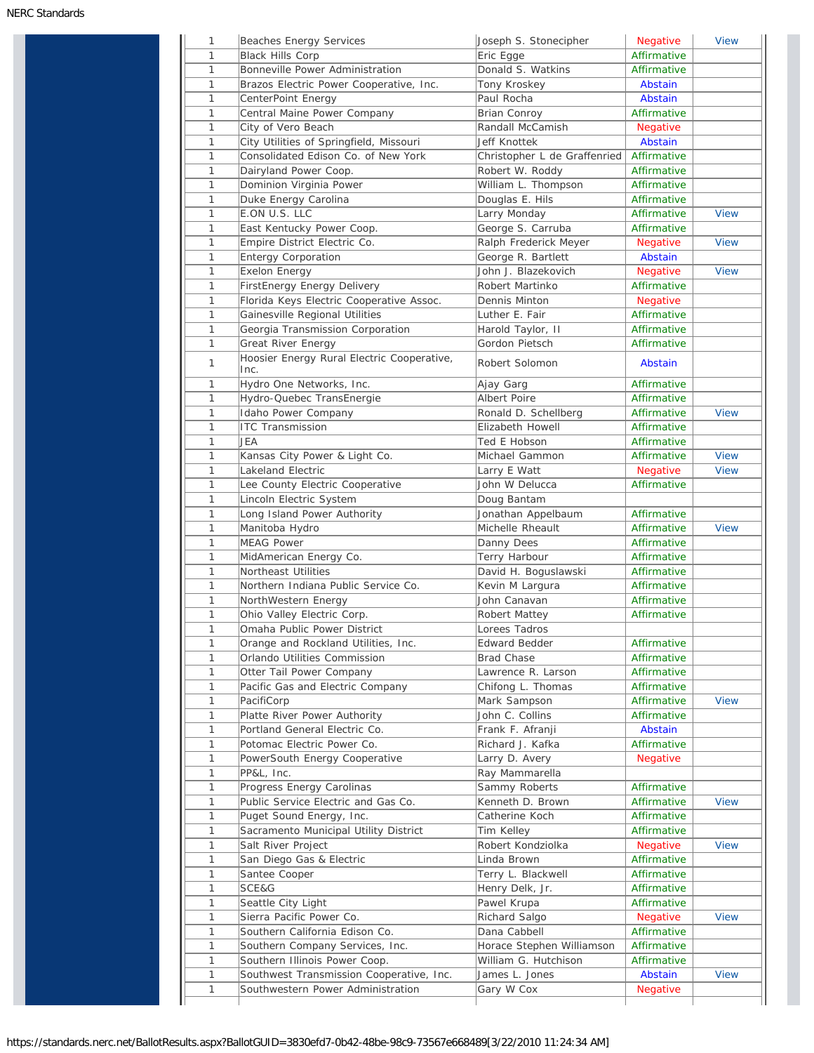| | | | | |
|---|---|---|---|---|
| 1 | Beaches Energy Services | Joseph S. Stonecipher | Negative | View |
| 1 | Black Hills Corp | Eric Egge | Affirmative | |
| 1 | Bonneville Power Administration | Donald S. Watkins | Affirmative | |
| 1 | Brazos Electric Power Cooperative, Inc. | Tony Kroskey | Abstain | |
| 1 | CenterPoint Energy | Paul Rocha | Abstain | |
| 1 | Central Maine Power Company | Brian Conroy | Affirmative | |
| 1 | City of Vero Beach | Randall McCamish | Negative | |
| 1 | City Utilities of Springfield, Missouri | Jeff Knottek | Abstain | |
| 1 | Consolidated Edison Co. of New York | Christopher L de Graffenried | Affirmative | |
| 1 | Dairyland Power Coop. | Robert W. Roddy | Affirmative | |
| 1 | Dominion Virginia Power | William L. Thompson | Affirmative | |
| 1 | Duke Energy Carolina | Douglas E. Hils | Affirmative | |
| 1 | E.ON U.S. LLC | Larry Monday | Affirmative | View |
| 1 | East Kentucky Power Coop. | George S. Carruba | Affirmative | |
| 1 | Empire District Electric Co. | Ralph Frederick Meyer | Negative | View |
| 1 | Entergy Corporation | George R. Bartlett | Abstain | |
| 1 | Exelon Energy | John J. Blazekovich | Negative | View |
| 1 | FirstEnergy Energy Delivery | Robert Martinko | Affirmative | |
| 1 | Florida Keys Electric Cooperative Assoc. | Dennis Minton | Negative | |
| 1 | Gainesville Regional Utilities | Luther E. Fair | Affirmative | |
| 1 | Georgia Transmission Corporation | Harold Taylor, II | Affirmative | |
| 1 | Great River Energy | Gordon Pietsch | Affirmative | |
| 1 | Hoosier Energy Rural Electric Cooperative, Inc. | Robert Solomon | Abstain | |
| 1 | Hydro One Networks, Inc. | Ajay Garg | Affirmative | |
| 1 | Hydro-Quebec TransEnergie | Albert Poire | Affirmative | |
| 1 | Idaho Power Company | Ronald D. Schellberg | Affirmative | View |
| 1 | ITC Transmission | Elizabeth Howell | Affirmative | |
| 1 | JEA | Ted E Hobson | Affirmative | |
| 1 | Kansas City Power & Light Co. | Michael Gammon | Affirmative | View |
| 1 | Lakeland Electric | Larry E Watt | Negative | View |
| 1 | Lee County Electric Cooperative | John W Delucca | Affirmative | |
| 1 | Lincoln Electric System | Doug Bantam | | |
| 1 | Long Island Power Authority | Jonathan Appelbaum | Affirmative | |
| 1 | Manitoba Hydro | Michelle Rheault | Affirmative | View |
| 1 | MEAG Power | Danny Dees | Affirmative | |
| 1 | MidAmerican Energy Co. | Terry Harbour | Affirmative | |
| 1 | Northeast Utilities | David H. Boguslawski | Affirmative | |
| 1 | Northern Indiana Public Service Co. | Kevin M Largura | Affirmative | |
| 1 | NorthWestern Energy | John Canavan | Affirmative | |
| 1 | Ohio Valley Electric Corp. | Robert Mattey | Affirmative | |
| 1 | Omaha Public Power District | Lorees Tadros | | |
| 1 | Orange and Rockland Utilities, Inc. | Edward Bedder | Affirmative | |
| 1 | Orlando Utilities Commission | Brad Chase | Affirmative | |
| 1 | Otter Tail Power Company | Lawrence R. Larson | Affirmative | |
| 1 | Pacific Gas and Electric Company | Chifong L. Thomas | Affirmative | |
| 1 | PacifiCorp | Mark Sampson | Affirmative | View |
| 1 | Platte River Power Authority | John C. Collins | Affirmative | |
| 1 | Portland General Electric Co. | Frank F. Afranji | Abstain | |
| 1 | Potomac Electric Power Co. | Richard J. Kafka | Affirmative | |
| 1 | PowerSouth Energy Cooperative | Larry D. Avery | Negative | |
| 1 | PP&L, Inc. | Ray Mammarella | | |
| 1 | Progress Energy Carolinas | Sammy Roberts | Affirmative | |
| 1 | Public Service Electric and Gas Co. | Kenneth D. Brown | Affirmative | View |
| 1 | Puget Sound Energy, Inc. | Catherine Koch | Affirmative | |
| 1 | Sacramento Municipal Utility District | Tim Kelley | Affirmative | |
| 1 | Salt River Project | Robert Kondziolka | Negative | View |
| 1 | San Diego Gas & Electric | Linda Brown | Affirmative | |
| 1 | Santee Cooper | Terry L. Blackwell | Affirmative | |
| 1 | SCE&G | Henry Delk, Jr. | Affirmative | |
| 1 | Seattle City Light | Pawel Krupa | Affirmative | |
| 1 | Sierra Pacific Power Co. | Richard Salgo | Negative | View |
| 1 | Southern California Edison Co. | Dana Cabbell | Affirmative | |
| 1 | Southern Company Services, Inc. | Horace Stephen Williamson | Affirmative | |
| 1 | Southern Illinois Power Coop. | William G. Hutchison | Affirmative | |
| 1 | Southwest Transmission Cooperative, Inc. | James L. Jones | Abstain | View |
| 1 | Southwestern Power Administration | Gary W Cox | Negative | |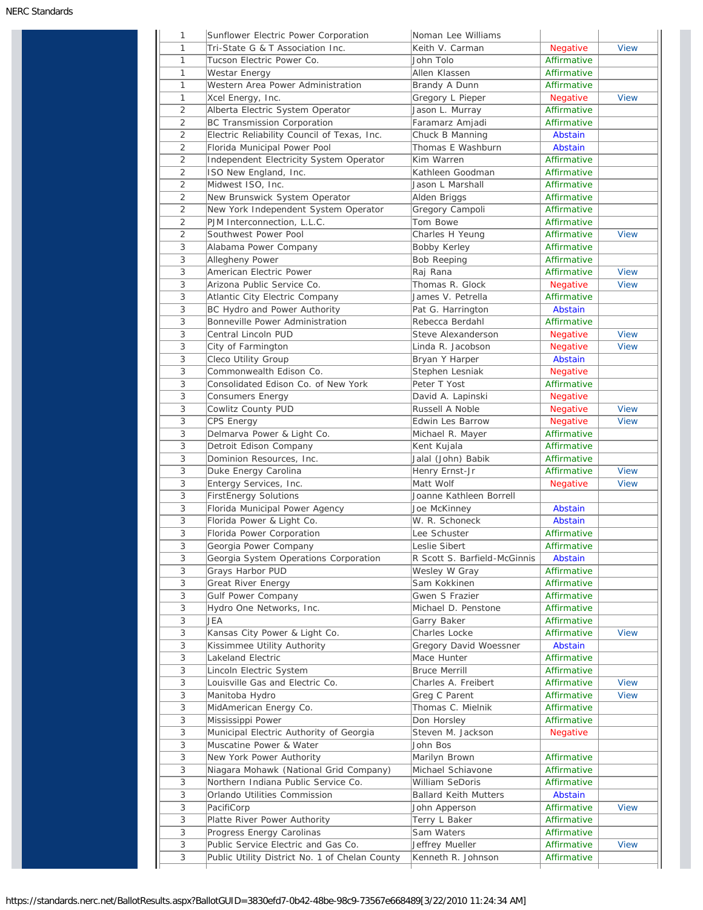| | | | | |
|---|---|---|---|---|
| 1 | Sunflower Electric Power Corporation | Noman Lee Williams | | |
| 1 | Tri-State G & T Association Inc. | Keith V. Carman | Negative | View |
| 1 | Tucson Electric Power Co. | John Tolo | Affirmative | |
| 1 | Westar Energy | Allen Klassen | Affirmative | |
| 1 | Western Area Power Administration | Brandy A Dunn | Affirmative | |
| 1 | Xcel Energy, Inc. | Gregory L Pieper | Negative | View |
| 2 | Alberta Electric System Operator | Jason L. Murray | Affirmative | |
| 2 | BC Transmission Corporation | Faramarz Amjadi | Affirmative | |
| 2 | Electric Reliability Council of Texas, Inc. | Chuck B Manning | Abstain | |
| 2 | Florida Municipal Power Pool | Thomas E Washburn | Abstain | |
| 2 | Independent Electricity System Operator | Kim Warren | Affirmative | |
| 2 | ISO New England, Inc. | Kathleen Goodman | Affirmative | |
| 2 | Midwest ISO, Inc. | Jason L Marshall | Affirmative | |
| 2 | New Brunswick System Operator | Alden Briggs | Affirmative | |
| 2 | New York Independent System Operator | Gregory Campoli | Affirmative | |
| 2 | PJM Interconnection, L.L.C. | Tom Bowe | Affirmative | |
| 2 | Southwest Power Pool | Charles H Yeung | Affirmative | View |
| 3 | Alabama Power Company | Bobby Kerley | Affirmative | |
| 3 | Allegheny Power | Bob Reeping | Affirmative | |
| 3 | American Electric Power | Raj Rana | Affirmative | View |
| 3 | Arizona Public Service Co. | Thomas R. Glock | Negative | View |
| 3 | Atlantic City Electric Company | James V. Petrella | Affirmative | |
| 3 | BC Hydro and Power Authority | Pat G. Harrington | Abstain | |
| 3 | Bonneville Power Administration | Rebecca Berdahl | Affirmative | |
| 3 | Central Lincoln PUD | Steve Alexanderson | Negative | View |
| 3 | City of Farmington | Linda R. Jacobson | Negative | View |
| 3 | Cleco Utility Group | Bryan Y Harper | Abstain | |
| 3 | Commonwealth Edison Co. | Stephen Lesniak | Negative | |
| 3 | Consolidated Edison Co. of New York | Peter T Yost | Affirmative | |
| 3 | Consumers Energy | David A. Lapinski | Negative | |
| 3 | Cowlitz County PUD | Russell A Noble | Negative | View |
| 3 | CPS Energy | Edwin Les Barrow | Negative | View |
| 3 | Delmarva Power & Light Co. | Michael R. Mayer | Affirmative | |
| 3 | Detroit Edison Company | Kent Kujala | Affirmative | |
| 3 | Dominion Resources, Inc. | Jalal (John) Babik | Affirmative | |
| 3 | Duke Energy Carolina | Henry Ernst-Jr | Affirmative | View |
| 3 | Entergy Services, Inc. | Matt Wolf | Negative | View |
| 3 | FirstEnergy Solutions | Joanne Kathleen Borrell | | |
| 3 | Florida Municipal Power Agency | Joe McKinney | Abstain | |
| 3 | Florida Power & Light Co. | W. R. Schoneck | Abstain | |
| 3 | Florida Power Corporation | Lee Schuster | Affirmative | |
| 3 | Georgia Power Company | Leslie Sibert | Affirmative | |
| 3 | Georgia System Operations Corporation | R Scott S. Barfield-McGinnis | Abstain | |
| 3 | Grays Harbor PUD | Wesley W Gray | Affirmative | |
| 3 | Great River Energy | Sam Kokkinen | Affirmative | |
| 3 | Gulf Power Company | Gwen S Frazier | Affirmative | |
| 3 | Hydro One Networks, Inc. | Michael D. Penstone | Affirmative | |
| 3 | JEA | Garry Baker | Affirmative | |
| 3 | Kansas City Power & Light Co. | Charles Locke | Affirmative | View |
| 3 | Kissimmee Utility Authority | Gregory David Woessner | Abstain | |
| 3 | Lakeland Electric | Mace Hunter | Affirmative | |
| 3 | Lincoln Electric System | Bruce Merrill | Affirmative | |
| 3 | Louisville Gas and Electric Co. | Charles A. Freibert | Affirmative | View |
| 3 | Manitoba Hydro | Greg C Parent | Affirmative | View |
| 3 | MidAmerican Energy Co. | Thomas C. Mielnik | Affirmative | |
| 3 | Mississippi Power | Don Horsley | Affirmative | |
| 3 | Municipal Electric Authority of Georgia | Steven M. Jackson | Negative | |
| 3 | Muscatine Power & Water | John Bos | | |
| 3 | New York Power Authority | Marilyn Brown | Affirmative | |
| 3 | Niagara Mohawk (National Grid Company) | Michael Schiavone | Affirmative | |
| 3 | Northern Indiana Public Service Co. | William SeDoris | Affirmative | |
| 3 | Orlando Utilities Commission | Ballard Keith Mutters | Abstain | |
| 3 | PacifiCorp | John Apperson | Affirmative | View |
| 3 | Platte River Power Authority | Terry L Baker | Affirmative | |
| 3 | Progress Energy Carolinas | Sam Waters | Affirmative | |
| 3 | Public Service Electric and Gas Co. | Jeffrey Mueller | Affirmative | View |
| 3 | Public Utility District No. 1 of Chelan County | Kenneth R. Johnson | Affirmative | |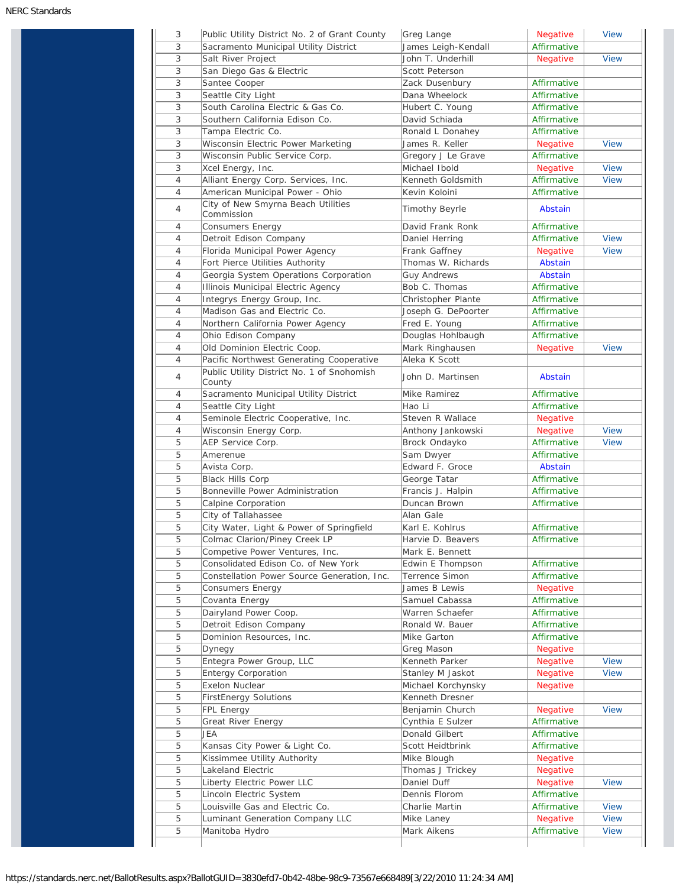| | | | | |
|---|---|---|---|---|
| 3 | Public Utility District No. 2 of Grant County | Greg Lange | Negative | View |
| 3 | Sacramento Municipal Utility District | James Leigh-Kendall | Affirmative | |
| 3 | Salt River Project | John T. Underhill | Negative | View |
| 3 | San Diego Gas & Electric | Scott Peterson | | |
| 3 | Santee Cooper | Zack Dusenbury | Affirmative | |
| 3 | Seattle City Light | Dana Wheelock | Affirmative | |
| 3 | South Carolina Electric & Gas Co. | Hubert C. Young | Affirmative | |
| 3 | Southern California Edison Co. | David Schiada | Affirmative | |
| 3 | Tampa Electric Co. | Ronald L Donahey | Affirmative | |
| 3 | Wisconsin Electric Power Marketing | James R. Keller | Negative | View |
| 3 | Wisconsin Public Service Corp. | Gregory J Le Grave | Affirmative | |
| 3 | Xcel Energy, Inc. | Michael Ibold | Negative | View |
| 4 | Alliant Energy Corp. Services, Inc. | Kenneth Goldsmith | Affirmative | View |
| 4 | American Municipal Power - Ohio | Kevin Koloini | Affirmative | |
| 4 | City of New Smyrna Beach Utilities Commission | Timothy Beyrle | Abstain | |
| 4 | Consumers Energy | David Frank Ronk | Affirmative | |
| 4 | Detroit Edison Company | Daniel Herring | Affirmative | View |
| 4 | Florida Municipal Power Agency | Frank Gaffney | Negative | View |
| 4 | Fort Pierce Utilities Authority | Thomas W. Richards | Abstain | |
| 4 | Georgia System Operations Corporation | Guy Andrews | Abstain | |
| 4 | Illinois Municipal Electric Agency | Bob C. Thomas | Affirmative | |
| 4 | Integrys Energy Group, Inc. | Christopher Plante | Affirmative | |
| 4 | Madison Gas and Electric Co. | Joseph G. DePoorter | Affirmative | |
| 4 | Northern California Power Agency | Fred E. Young | Affirmative | |
| 4 | Ohio Edison Company | Douglas Hohlbaugh | Affirmative | |
| 4 | Old Dominion Electric Coop. | Mark Ringhausen | Negative | View |
| 4 | Pacific Northwest Generating Cooperative | Aleka K Scott | | |
| 4 | Public Utility District No. 1 of Snohomish County | John D. Martinsen | Abstain | |
| 4 | Sacramento Municipal Utility District | Mike Ramirez | Affirmative | |
| 4 | Seattle City Light | Hao Li | Affirmative | |
| 4 | Seminole Electric Cooperative, Inc. | Steven R Wallace | Negative | |
| 4 | Wisconsin Energy Corp. | Anthony Jankowski | Negative | View |
| 5 | AEP Service Corp. | Brock Ondayko | Affirmative | View |
| 5 | Amerenue | Sam Dwyer | Affirmative | |
| 5 | Avista Corp. | Edward F. Groce | Abstain | |
| 5 | Black Hills Corp | George Tatar | Affirmative | |
| 5 | Bonneville Power Administration | Francis J. Halpin | Affirmative | |
| 5 | Calpine Corporation | Duncan Brown | Affirmative | |
| 5 | City of Tallahassee | Alan Gale | | |
| 5 | City Water, Light & Power of Springfield | Karl E. Kohlrus | Affirmative | |
| 5 | Colmac Clarion/Piney Creek LP | Harvie D. Beavers | Affirmative | |
| 5 | Competive Power Ventures, Inc. | Mark E. Bennett | | |
| 5 | Consolidated Edison Co. of New York | Edwin E Thompson | Affirmative | |
| 5 | Constellation Power Source Generation, Inc. | Terrence Simon | Affirmative | |
| 5 | Consumers Energy | James B Lewis | Negative | |
| 5 | Covanta Energy | Samuel Cabassa | Affirmative | |
| 5 | Dairyland Power Coop. | Warren Schaefer | Affirmative | |
| 5 | Detroit Edison Company | Ronald W. Bauer | Affirmative | |
| 5 | Dominion Resources, Inc. | Mike Garton | Affirmative | |
| 5 | Dynegy | Greg Mason | Negative | |
| 5 | Entegra Power Group, LLC | Kenneth Parker | Negative | View |
| 5 | Entergy Corporation | Stanley M Jaskot | Negative | View |
| 5 | Exelon Nuclear | Michael Korchynsky | Negative | |
| 5 | FirstEnergy Solutions | Kenneth Dresner | | |
| 5 | FPL Energy | Benjamin Church | Negative | View |
| 5 | Great River Energy | Cynthia E Sulzer | Affirmative | |
| 5 | JEA | Donald Gilbert | Affirmative | |
| 5 | Kansas City Power & Light Co. | Scott Heidtbrink | Affirmative | |
| 5 | Kissimmee Utility Authority | Mike Blough | Negative | |
| 5 | Lakeland Electric | Thomas J Trickey | Negative | |
| 5 | Liberty Electric Power LLC | Daniel Duff | Negative | View |
| 5 | Lincoln Electric System | Dennis Florom | Affirmative | |
| 5 | Louisville Gas and Electric Co. | Charlie Martin | Affirmative | View |
| 5 | Luminant Generation Company LLC | Mike Laney | Negative | View |
| 5 | Manitoba Hydro | Mark Aikens | Affirmative | View |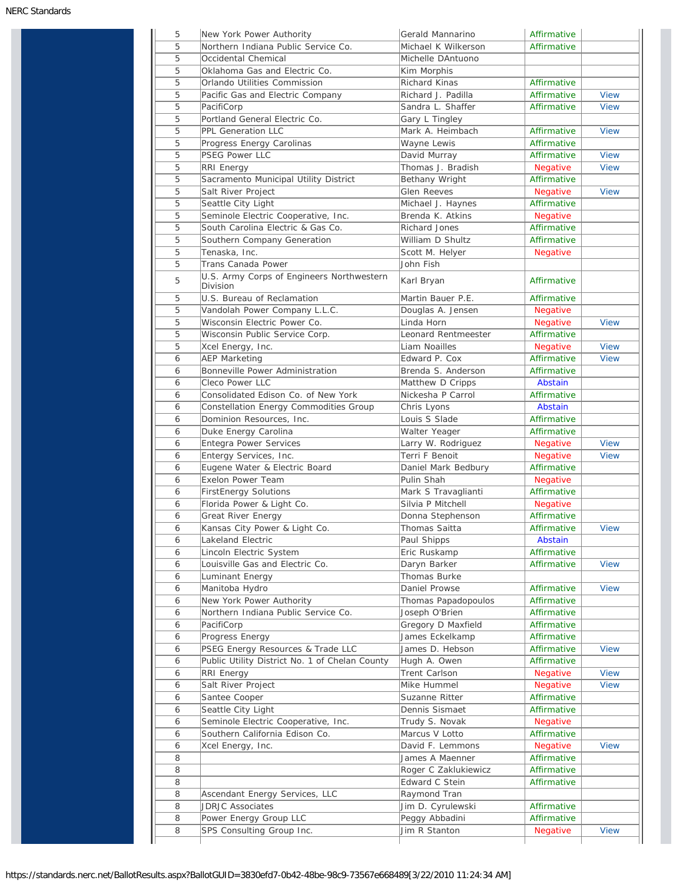| | | | | |
|---|---|---|---|---|
| 5 | New York Power Authority | Gerald Mannarino | Affirmative | |
| 5 | Northern Indiana Public Service Co. | Michael K Wilkerson | Affirmative | |
| 5 | Occidental Chemical | Michelle DAntuono | | |
| 5 | Oklahoma Gas and Electric Co. | Kim Morphis | | |
| 5 | Orlando Utilities Commission | Richard Kinas | Affirmative | |
| 5 | Pacific Gas and Electric Company | Richard J. Padilla | Affirmative | View |
| 5 | PacifiCorp | Sandra L. Shaffer | Affirmative | View |
| 5 | Portland General Electric Co. | Gary L Tingley | | |
| 5 | PPL Generation LLC | Mark A. Heimbach | Affirmative | View |
| 5 | Progress Energy Carolinas | Wayne Lewis | Affirmative | |
| 5 | PSEG Power LLC | David Murray | Affirmative | View |
| 5 | RRI Energy | Thomas J. Bradish | Negative | View |
| 5 | Sacramento Municipal Utility District | Bethany Wright | Affirmative | |
| 5 | Salt River Project | Glen Reeves | Negative | View |
| 5 | Seattle City Light | Michael J. Haynes | Affirmative | |
| 5 | Seminole Electric Cooperative, Inc. | Brenda K. Atkins | Negative | |
| 5 | South Carolina Electric & Gas Co. | Richard Jones | Affirmative | |
| 5 | Southern Company Generation | William D Shultz | Affirmative | |
| 5 | Tenaska, Inc. | Scott M. Helyer | Negative | |
| 5 | Trans Canada Power | John Fish | | |
| 5 | U.S. Army Corps of Engineers Northwestern Division | Karl Bryan | Affirmative | |
| 5 | U.S. Bureau of Reclamation | Martin Bauer P.E. | Affirmative | |
| 5 | Vandolah Power Company L.L.C. | Douglas A. Jensen | Negative | |
| 5 | Wisconsin Electric Power Co. | Linda Horn | Negative | View |
| 5 | Wisconsin Public Service Corp. | Leonard Rentmeester | Affirmative | |
| 5 | Xcel Energy, Inc. | Liam Noailles | Negative | View |
| 6 | AEP Marketing | Edward P. Cox | Affirmative | View |
| 6 | Bonneville Power Administration | Brenda S. Anderson | Affirmative | |
| 6 | Cleco Power LLC | Matthew D Cripps | Abstain | |
| 6 | Consolidated Edison Co. of New York | Nickesha P Carrol | Affirmative | |
| 6 | Constellation Energy Commodities Group | Chris Lyons | Abstain | |
| 6 | Dominion Resources, Inc. | Louis S Slade | Affirmative | |
| 6 | Duke Energy Carolina | Walter Yeager | Affirmative | |
| 6 | Entegra Power Services | Larry W. Rodriguez | Negative | View |
| 6 | Entergy Services, Inc. | Terri F Benoit | Negative | View |
| 6 | Eugene Water & Electric Board | Daniel Mark Bedbury | Affirmative | |
| 6 | Exelon Power Team | Pulin Shah | Negative | |
| 6 | FirstEnergy Solutions | Mark S Travaglianti | Affirmative | |
| 6 | Florida Power & Light Co. | Silvia P Mitchell | Negative | |
| 6 | Great River Energy | Donna Stephenson | Affirmative | |
| 6 | Kansas City Power & Light Co. | Thomas Saitta | Affirmative | View |
| 6 | Lakeland Electric | Paul Shipps | Abstain | |
| 6 | Lincoln Electric System | Eric Ruskamp | Affirmative | |
| 6 | Louisville Gas and Electric Co. | Daryn Barker | Affirmative | View |
| 6 | Luminant Energy | Thomas Burke | | |
| 6 | Manitoba Hydro | Daniel Prowse | Affirmative | View |
| 6 | New York Power Authority | Thomas Papadopoulos | Affirmative | |
| 6 | Northern Indiana Public Service Co. | Joseph O'Brien | Affirmative | |
| 6 | PacifiCorp | Gregory D Maxfield | Affirmative | |
| 6 | Progress Energy | James Eckelkamp | Affirmative | |
| 6 | PSEG Energy Resources & Trade LLC | James D. Hebson | Affirmative | View |
| 6 | Public Utility District No. 1 of Chelan County | Hugh A. Owen | Affirmative | |
| 6 | RRI Energy | Trent Carlson | Negative | View |
| 6 | Salt River Project | Mike Hummel | Negative | View |
| 6 | Santee Cooper | Suzanne Ritter | Affirmative | |
| 6 | Seattle City Light | Dennis Sismaet | Affirmative | |
| 6 | Seminole Electric Cooperative, Inc. | Trudy S. Novak | Negative | |
| 6 | Southern California Edison Co. | Marcus V Lotto | Affirmative | |
| 6 | Xcel Energy, Inc. | David F. Lemmons | Negative | View |
| 8 | | James A Maenner | Affirmative | |
| 8 | | Roger C Zaklukiewicz | Affirmative | |
| 8 | | Edward C Stein | Affirmative | |
| 8 | Ascendant Energy Services, LLC | Raymond Tran | | |
| 8 | JDRJC Associates | Jim D. Cyrulewski | Affirmative | |
| 8 | Power Energy Group LLC | Peggy Abbadini | Affirmative | |
| 8 | SPS Consulting Group Inc. | Jim R Stanton | Negative | View |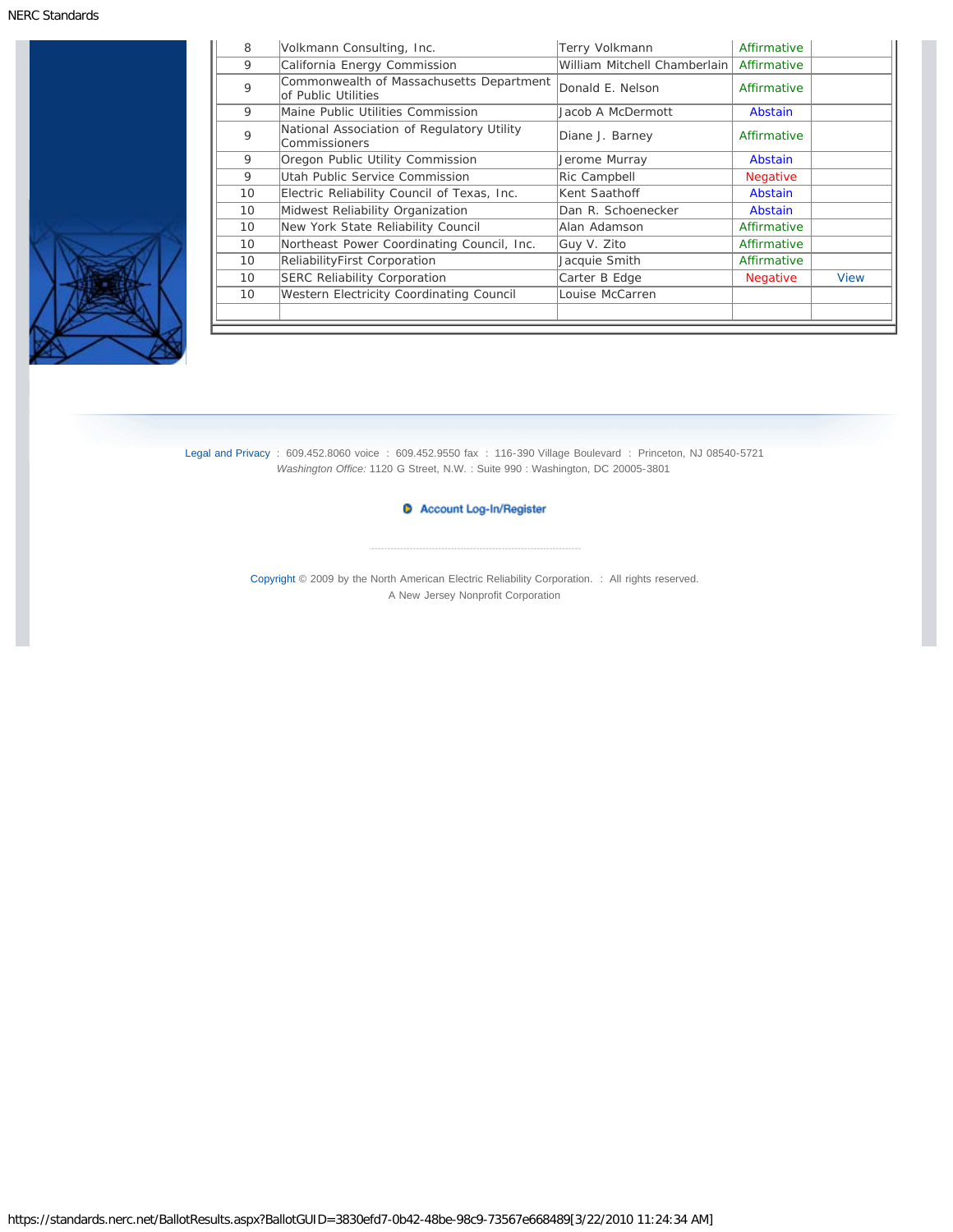| | | | | |
|---|---|---|---|---|
| 8 | Volkmann Consulting, Inc. | Terry Volkmann | Affirmative | |
| 9 | California Energy Commission | William Mitchell Chamberlain | Affirmative | |
| 9 | Commonwealth of Massachusetts Department of Public Utilities | Donald E. Nelson | Affirmative | |
| 9 | Maine Public Utilities Commission | Jacob A McDermott | Abstain | |
| 9 | National Association of Regulatory Utility Commissioners | Diane J. Barney | Affirmative | |
| 9 | Oregon Public Utility Commission | Jerome Murray | Abstain | |
| 9 | Utah Public Service Commission | Ric Campbell | Negative | |
| 10 | Electric Reliability Council of Texas, Inc. | Kent Saathoff | Abstain | |
| 10 | Midwest Reliability Organization | Dan R. Schoenecker | Abstain | |
| 10 | New York State Reliability Council | Alan Adamson | Affirmative | |
| 10 | Northeast Power Coordinating Council, Inc. | Guy V. Zito | Affirmative | |
| 10 | ReliabilityFirst Corporation | Jacquie Smith | Affirmative | |
| 10 | SERC Reliability Corporation | Carter B Edge | Negative | View |
| 10 | Western Electricity Coordinating Council | Louise McCarren | | |
| | | | | |

Legal and Privacy : 609.452.8060 voice : 609.452.9550 fax : 116-390 Village Boulevard : Princeton, NJ 08540-5721
*Washington Office:* 1120 G Street, N.W. : Suite 990 : Washington, DC 20005-3801

Account Log-In/Register

Copyright © 2009 by the North American Electric Reliability Corporation. : All rights reserved.
A New Jersey Nonprofit Corporation